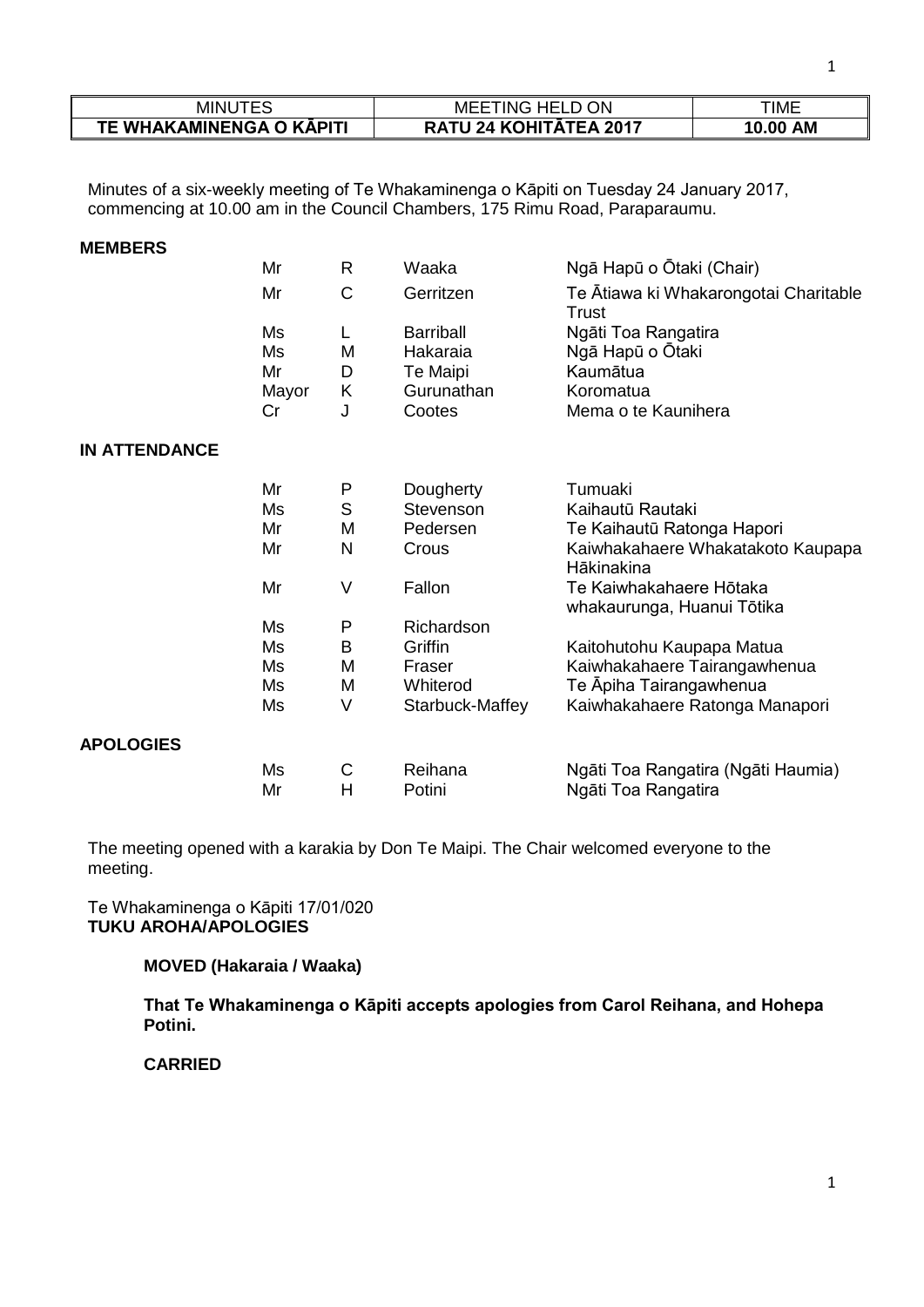| MINUTES | MEETING HELD ON | TIME |
|---|---|---|
| **TE WHAKAMINENGA O KĀPITI** | **RATU 24 KOHITĀTEA 2017** | **10.00 AM** |

Minutes of a six-weekly meeting of Te Whakaminenga o Kāpiti on Tuesday 24 January 2017, commencing at 10.00 am in the Council Chambers, 175 Rimu Road, Paraparaumu.

**MEMBERS**

| | | | |
|---|---|---|---|
| Mr | R | Waaka | Ngā Hapū o Ōtaki (Chair) |
| Mr | C | Gerritzen | Te Ātiawa ki Whakarongotai Charitable Trust |
| Ms | L | Barriball | Ngāti Toa Rangatira |
| Ms | M | Hakaraia | Ngā Hapū o Ōtaki |
| Mr | D | Te Maipi | Kaumātua |
| Mayor | K | Gurunathan | Koromatua |
| Cr | J | Cootes | Mema o te Kaunihera |

**IN ATTENDANCE**

| | | | |
|---|---|---|---|
| Mr | P | Dougherty | Tumuaki |
| Ms | S | Stevenson | Kaihautū Rautaki |
| Mr | M | Pedersen | Te Kaihautū Ratonga Hapori |
| Mr | N | Crous | Kaiwhakahaere Whakatakoto Kaupapa Hākinakina |
| Mr | V | Fallon | Te Kaiwhakahaere Hōtaka whakaurunga, Huanui Tōtika |
| Ms | P | Richardson | |
| Ms | B | Griffin | Kaitohutohu Kaupapa Matua |
| Ms | M | Fraser | Kaiwhakahaere Tairangawhenua |
| Ms | M | Whiterod | Te Āpiha Tairangawhenua |
| Ms | V | Starbuck-Maffey | Kaiwhakahaere Ratonga Manapori |

**APOLOGIES**

| | | | |
|---|---|---|---|
| Ms | C | Reihana | Ngāti Toa Rangatira (Ngāti Haumia) |
| Mr | H | Potini | Ngāti Toa Rangatira |

The meeting opened with a karakia by Don Te Maipi. The Chair welcomed everyone to the meeting.

Te Whakaminenga o Kāpiti 17/01/020
**TUKU AROHA/APOLOGIES**

**MOVED (Hakaraia / Waaka)**

**That Te Whakaminenga o Kāpiti accepts apologies from Carol Reihana, and Hohepa Potini.**

**CARRIED**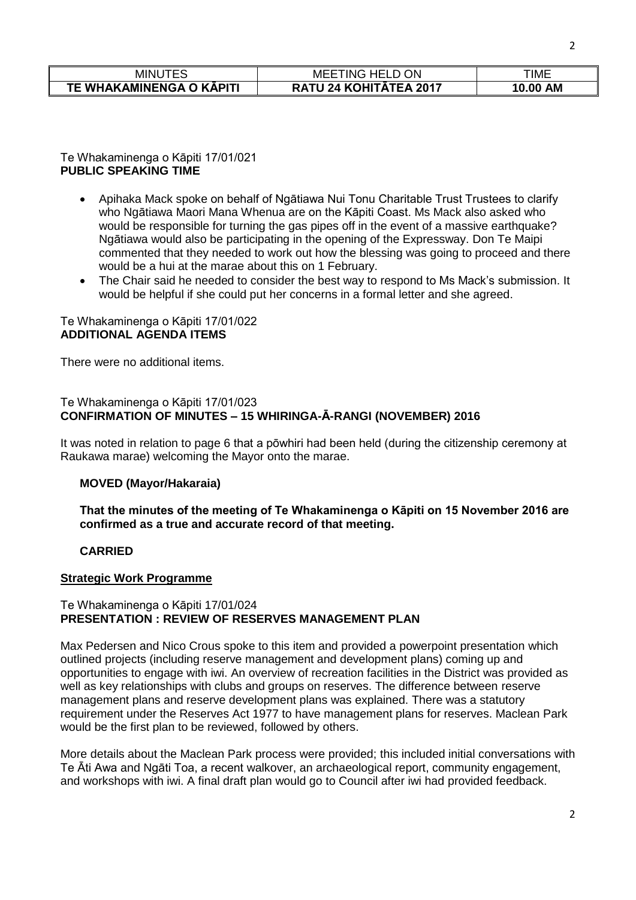| MINUTES | MEETING HELD ON | TIME |
|---|---|---|
| **TE WHAKAMINENGA O KĀPITI** | **RATU 24 KOHITĀTEA 2017** | **10.00 AM** |

Te Whakaminenga o Kāpiti 17/01/021
**PUBLIC SPEAKING TIME**

- Apihaka Mack spoke on behalf of Ngātiawa Nui Tonu Charitable Trust Trustees to clarify who Ngātiawa Maori Mana Whenua are on the Kāpiti Coast. Ms Mack also asked who would be responsible for turning the gas pipes off in the event of a massive earthquake? Ngātiawa would also be participating in the opening of the Expressway. Don Te Maipi commented that they needed to work out how the blessing was going to proceed and there would be a hui at the marae about this on 1 February.
- The Chair said he needed to consider the best way to respond to Ms Mack's submission. It would be helpful if she could put her concerns in a formal letter and she agreed.

Te Whakaminenga o Kāpiti 17/01/022
**ADDITIONAL AGENDA ITEMS**

There were no additional items.

Te Whakaminenga o Kāpiti 17/01/023
**CONFIRMATION OF MINUTES – 15 WHIRINGA-Ā-RANGI (NOVEMBER) 2016**

It was noted in relation to page 6 that a pōwhiri had been held (during the citizenship ceremony at Raukawa marae) welcoming the Mayor onto the marae.

**MOVED (Mayor/Hakaraia)**

**That the minutes of the meeting of Te Whakaminenga o Kāpiti on 15 November 2016 are confirmed as a true and accurate record of that meeting.**

**CARRIED**

**Strategic Work Programme**

Te Whakaminenga o Kāpiti 17/01/024
**PRESENTATION : REVIEW OF RESERVES MANAGEMENT PLAN**

Max Pedersen and Nico Crous spoke to this item and provided a powerpoint presentation which outlined projects (including reserve management and development plans) coming up and opportunities to engage with iwi. An overview of recreation facilities in the District was provided as well as key relationships with clubs and groups on reserves. The difference between reserve management plans and reserve development plans was explained. There was a statutory requirement under the Reserves Act 1977 to have management plans for reserves. Maclean Park would be the first plan to be reviewed, followed by others.

More details about the Maclean Park process were provided; this included initial conversations with Te Āti Awa and Ngāti Toa, a recent walkover, an archaeological report, community engagement, and workshops with iwi. A final draft plan would go to Council after iwi had provided feedback.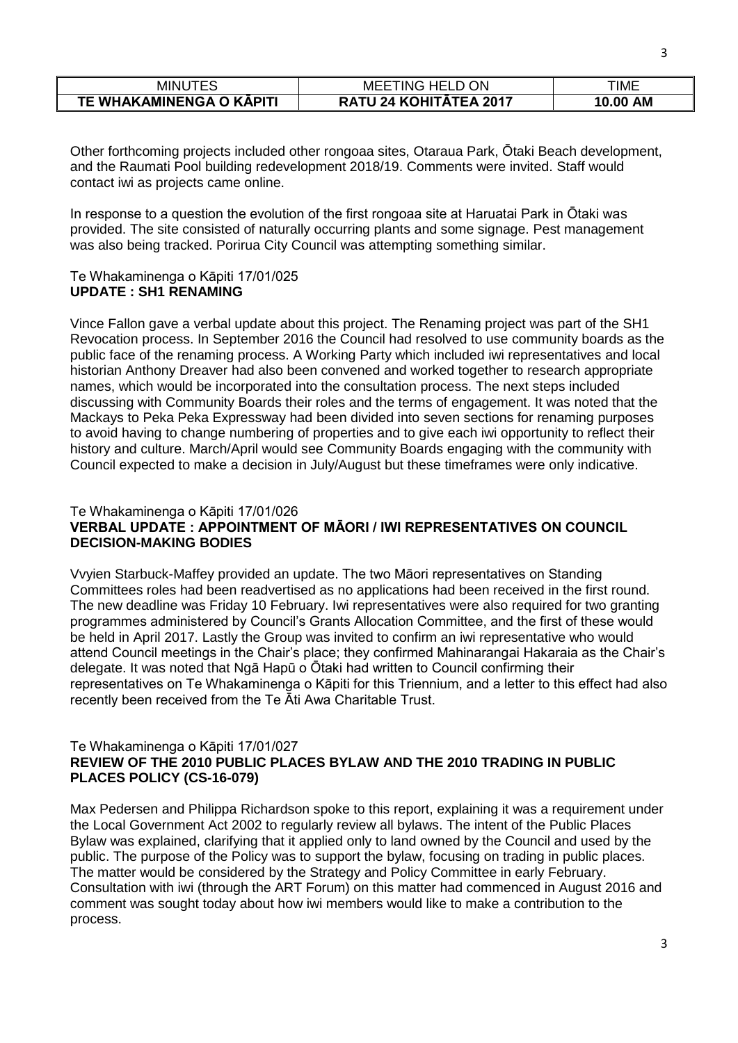Other forthcoming projects included other rongoaa sites, Otaraua Park, Ōtaki Beach development, and the Raumati Pool building redevelopment 2018/19. Comments were invited. Staff would contact iwi as projects came online.

In response to a question the evolution of the first rongoaa site at Haruatai Park in Ōtaki was provided. The site consisted of naturally occurring plants and some signage. Pest management was also being tracked. Porirua City Council was attempting something similar.

Te Whakaminenga o Kāpiti 17/01/025
**UPDATE : SH1 RENAMING**

Vince Fallon gave a verbal update about this project. The Renaming project was part of the SH1 Revocation process. In September 2016 the Council had resolved to use community boards as the public face of the renaming process. A Working Party which included iwi representatives and local historian Anthony Dreaver had also been convened and worked together to research appropriate names, which would be incorporated into the consultation process. The next steps included discussing with Community Boards their roles and the terms of engagement. It was noted that the Mackays to Peka Peka Expressway had been divided into seven sections for renaming purposes to avoid having to change numbering of properties and to give each iwi opportunity to reflect their history and culture. March/April would see Community Boards engaging with the community with Council expected to make a decision in July/August but these timeframes were only indicative.

Te Whakaminenga o Kāpiti 17/01/026
**VERBAL UPDATE : APPOINTMENT OF MĀORI / IWI REPRESENTATIVES ON COUNCIL DECISION-MAKING BODIES**

Vvyien Starbuck-Maffey provided an update. The two Māori representatives on Standing Committees roles had been readvertised as no applications had been received in the first round. The new deadline was Friday 10 February. Iwi representatives were also required for two granting programmes administered by Council's Grants Allocation Committee, and the first of these would be held in April 2017. Lastly the Group was invited to confirm an iwi representative who would attend Council meetings in the Chair's place; they confirmed Mahinarangai Hakaraia as the Chair's delegate. It was noted that Ngā Hapū o Ōtaki had written to Council confirming their representatives on Te Whakaminenga o Kāpiti for this Triennium, and a letter to this effect had also recently been received from the Te Āti Awa Charitable Trust.

Te Whakaminenga o Kāpiti 17/01/027
**REVIEW OF THE 2010 PUBLIC PLACES BYLAW AND THE 2010 TRADING IN PUBLIC PLACES POLICY (CS-16-079)**

Max Pedersen and Philippa Richardson spoke to this report, explaining it was a requirement under the Local Government Act 2002 to regularly review all bylaws. The intent of the Public Places Bylaw was explained, clarifying that it applied only to land owned by the Council and used by the public. The purpose of the Policy was to support the bylaw, focusing on trading in public places. The matter would be considered by the Strategy and Policy Committee in early February. Consultation with iwi (through the ART Forum) on this matter had commenced in August 2016 and comment was sought today about how iwi members would like to make a contribution to the process.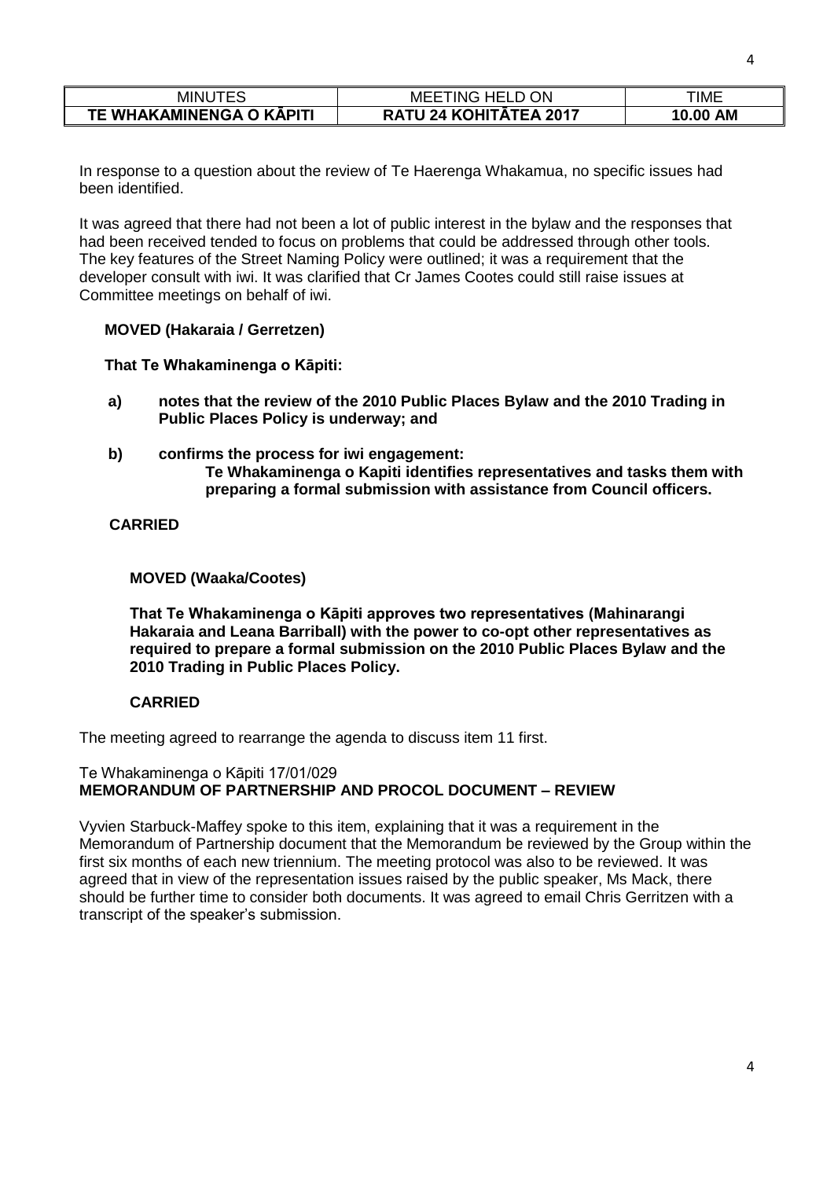In response to a question about the review of Te Haerenga Whakamua, no specific issues had been identified.

It was agreed that there had not been a lot of public interest in the bylaw and the responses that had been received tended to focus on problems that could be addressed through other tools. The key features of the Street Naming Policy were outlined; it was a requirement that the developer consult with iwi. It was clarified that Cr James Cootes could still raise issues at Committee meetings on behalf of iwi.

**MOVED (Hakaraia / Gerretzen)**

**That Te Whakaminenga o Kāpiti:**

**a) notes that the review of the 2010 Public Places Bylaw and the 2010 Trading in Public Places Policy is underway; and**

**b) confirms the process for iwi engagement:**
**Te Whakaminenga o Kapiti identifies representatives and tasks them with preparing a formal submission with assistance from Council officers.**

**CARRIED**

**MOVED (Waaka/Cootes)**

**That Te Whakaminenga o Kāpiti approves two representatives (Mahinarangi Hakaraia and Leana Barriball) with the power to co-opt other representatives as required to prepare a formal submission on the 2010 Public Places Bylaw and the 2010 Trading in Public Places Policy.**

**CARRIED**

The meeting agreed to rearrange the agenda to discuss item 11 first.

Te Whakaminenga o Kāpiti 17/01/029
**MEMORANDUM OF PARTNERSHIP AND PROCOL DOCUMENT – REVIEW**

Vyvien Starbuck-Maffey spoke to this item, explaining that it was a requirement in the Memorandum of Partnership document that the Memorandum be reviewed by the Group within the first six months of each new triennium. The meeting protocol was also to be reviewed. It was agreed that in view of the representation issues raised by the public speaker, Ms Mack, there should be further time to consider both documents. It was agreed to email Chris Gerritzen with a transcript of the speaker's submission.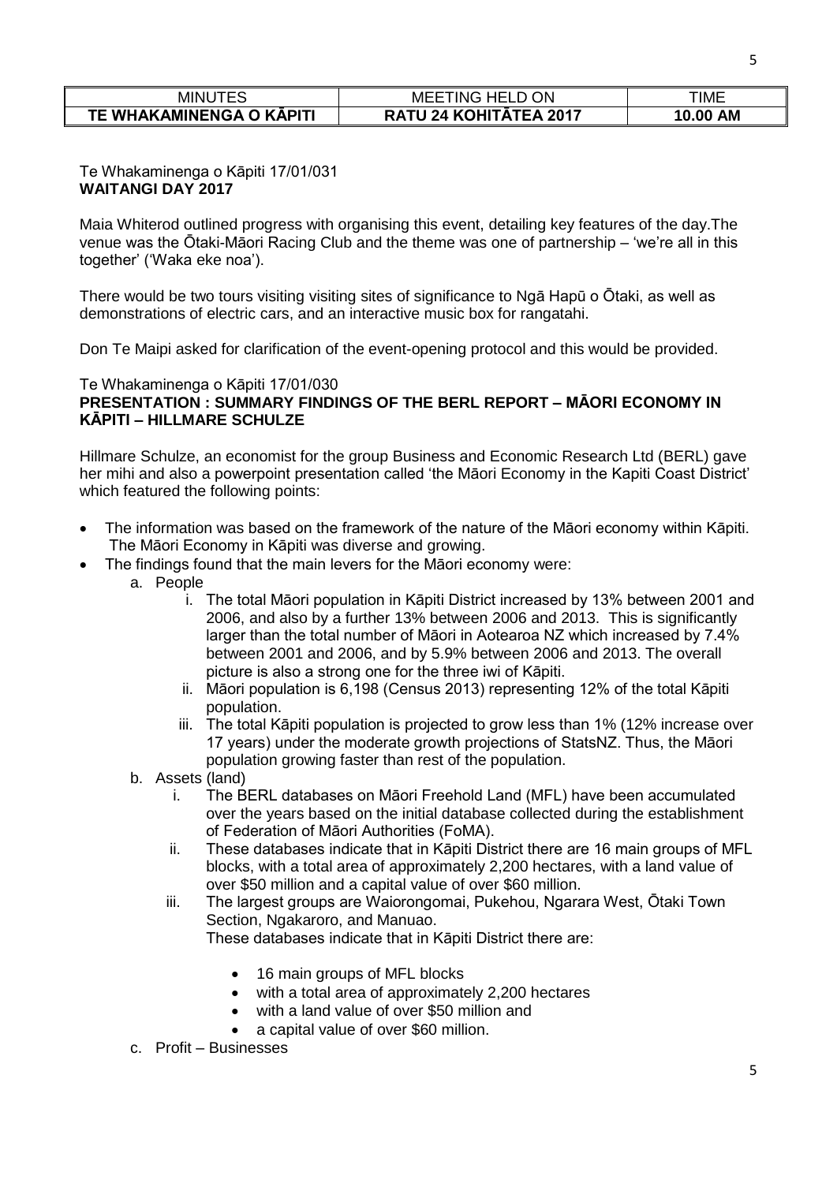| MINUTES | MEETING HELD ON | TIME |
| --- | --- | --- |
| **TE WHAKAMINENGA O KĀPITI** | **RATU 24 KOHITĀTEA 2017** | **10.00 AM** |

Te Whakaminenga o Kāpiti 17/01/031
**WAITANGI DAY 2017**

Maia Whiterod outlined progress with organising this event, detailing key features of the day.The venue was the Ōtaki-Māori Racing Club and the theme was one of partnership – 'we're all in this together' ('Waka eke noa').

There would be two tours visiting visiting sites of significance to Ngā Hapū o Ōtaki, as well as demonstrations of electric cars, and an interactive music box for rangatahi.

Don Te Maipi asked for clarification of the event-opening protocol and this would be provided.

Te Whakaminenga o Kāpiti 17/01/030
**PRESENTATION : SUMMARY FINDINGS OF THE BERL REPORT – MĀORI ECONOMY IN KĀPITI – HILLMARE SCHULZE**

Hillmare Schulze, an economist for the group Business and Economic Research Ltd (BERL) gave her mihi and also a powerpoint presentation called 'the Māori Economy in the Kapiti Coast District' which featured the following points:

- The information was based on the framework of the nature of the Māori economy within Kāpiti. The Māori Economy in Kāpiti was diverse and growing.
- The findings found that the main levers for the Māori economy were:
  a. People
     i. The total Māori population in Kāpiti District increased by 13% between 2001 and 2006, and also by a further 13% between 2006 and 2013. This is significantly larger than the total number of Māori in Aotearoa NZ which increased by 7.4% between 2001 and 2006, and by 5.9% between 2006 and 2013. The overall picture is also a strong one for the three iwi of Kāpiti.
     ii. Māori population is 6,198 (Census 2013) representing 12% of the total Kāpiti population.
     iii. The total Kāpiti population is projected to grow less than 1% (12% increase over 17 years) under the moderate growth projections of StatsNZ. Thus, the Māori population growing faster than rest of the population.
  b. Assets (land)
     i. The BERL databases on Māori Freehold Land (MFL) have been accumulated over the years based on the initial database collected during the establishment of Federation of Māori Authorities (FoMA).
     ii. These databases indicate that in Kāpiti District there are 16 main groups of MFL blocks, with a total area of approximately 2,200 hectares, with a land value of over \$50 million and a capital value of over \$60 million.
     iii. The largest groups are Waiorongomai, Pukehou, Ngarara West, Ōtaki Town Section, Ngakaroro, and Manuao.
     These databases indicate that in Kāpiti District there are:
       - 16 main groups of MFL blocks
       - with a total area of approximately 2,200 hectares
       - with a land value of over \$50 million and
       - a capital value of over \$60 million.
  c. Profit – Businesses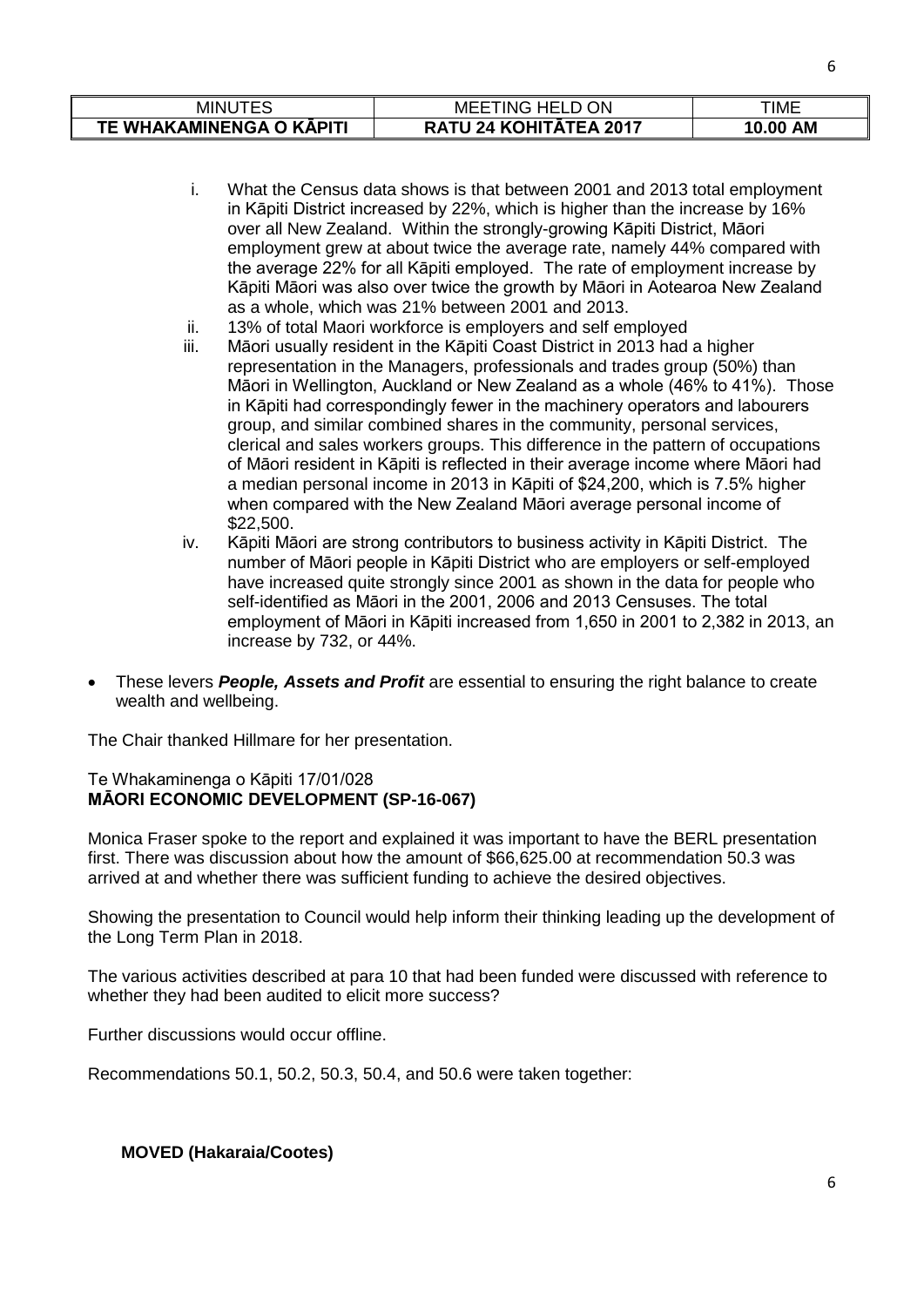| MINUTES | MEETING HELD ON | TIME |
|---|---|---|
| **TE WHAKAMINENGA O KĀPITI** | **RATU 24 KOHITĀTEA 2017** | **10.00 AM** |

i. What the Census data shows is that between 2001 and 2013 total employment in Kāpiti District increased by 22%, which is higher than the increase by 16% over all New Zealand. Within the strongly-growing Kāpiti District, Māori employment grew at about twice the average rate, namely 44% compared with the average 22% for all Kāpiti employed. The rate of employment increase by Kāpiti Māori was also over twice the growth by Māori in Aotearoa New Zealand as a whole, which was 21% between 2001 and 2013.

ii. 13% of total Maori workforce is employers and self employed

iii. Māori usually resident in the Kāpiti Coast District in 2013 had a higher representation in the Managers, professionals and trades group (50%) than Māori in Wellington, Auckland or New Zealand as a whole (46% to 41%). Those in Kāpiti had correspondingly fewer in the machinery operators and labourers group, and similar combined shares in the community, personal services, clerical and sales workers groups. This difference in the pattern of occupations of Māori resident in Kāpiti is reflected in their average income where Māori had a median personal income in 2013 in Kāpiti of $24,200, which is 7.5% higher when compared with the New Zealand Māori average personal income of $22,500.

iv. Kāpiti Māori are strong contributors to business activity in Kāpiti District. The number of Māori people in Kāpiti District who are employers or self-employed have increased quite strongly since 2001 as shown in the data for people who self-identified as Māori in the 2001, 2006 and 2013 Censuses. The total employment of Māori in Kāpiti increased from 1,650 in 2001 to 2,382 in 2013, an increase by 732, or 44%.

- These levers ***People, Assets and Profit*** are essential to ensuring the right balance to create wealth and wellbeing.

The Chair thanked Hillmare for her presentation.

Te Whakaminenga o Kāpiti 17/01/028
**MĀORI ECONOMIC DEVELOPMENT (SP-16-067)**

Monica Fraser spoke to the report and explained it was important to have the BERL presentation first. There was discussion about how the amount of $66,625.00 at recommendation 50.3 was arrived at and whether there was sufficient funding to achieve the desired objectives.

Showing the presentation to Council would help inform their thinking leading up the development of the Long Term Plan in 2018.

The various activities described at para 10 that had been funded were discussed with reference to whether they had been audited to elicit more success?

Further discussions would occur offline.

Recommendations 50.1, 50.2, 50.3, 50.4, and 50.6 were taken together:

**MOVED (Hakaraia/Cootes)**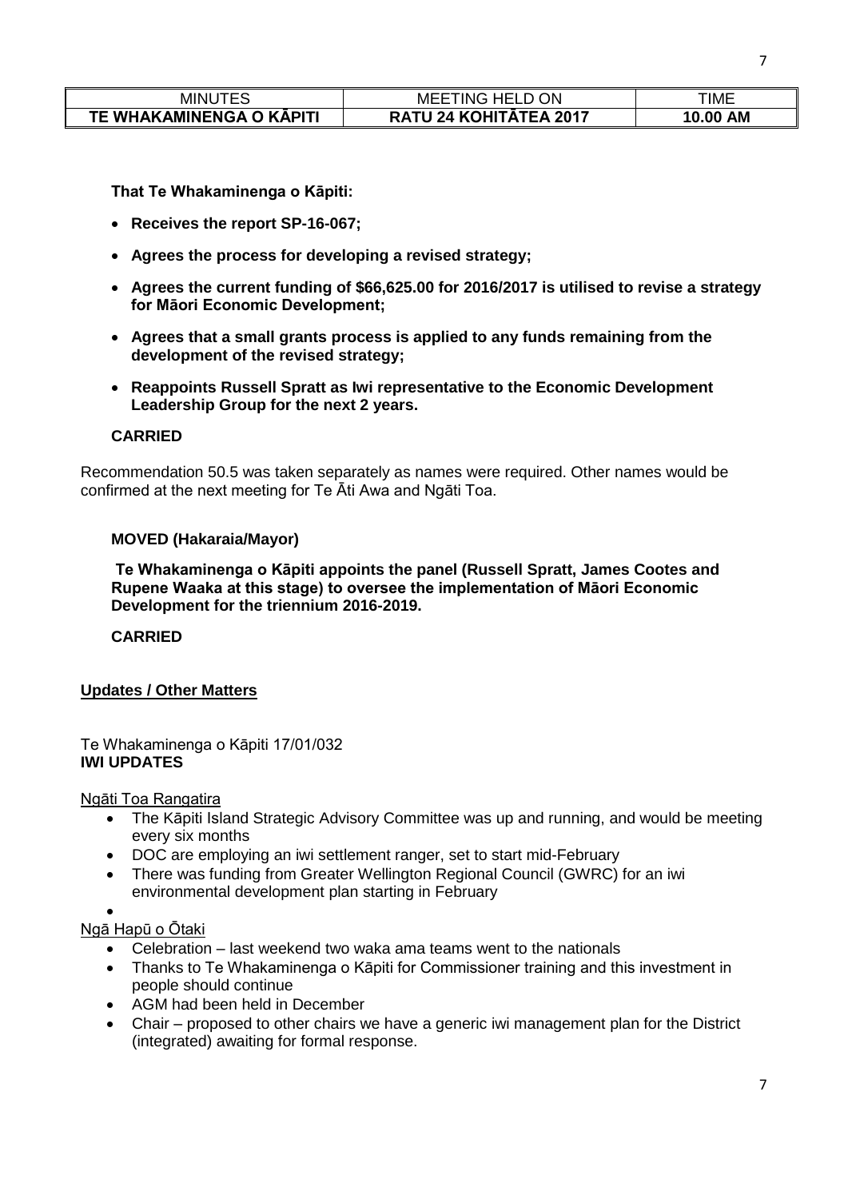**That Te Whakaminenga o Kāpiti:**

- **Receives the report SP-16-067;**
- **Agrees the process for developing a revised strategy;**
- **Agrees the current funding of $66,625.00 for 2016/2017 is utilised to revise a strategy for Māori Economic Development;**
- **Agrees that a small grants process is applied to any funds remaining from the development of the revised strategy;**
- **Reappoints Russell Spratt as Iwi representative to the Economic Development Leadership Group for the next 2 years.**

**CARRIED**

Recommendation 50.5 was taken separately as names were required. Other names would be confirmed at the next meeting for Te Āti Awa and Ngāti Toa.

**MOVED (Hakaraia/Mayor)**

**Te Whakaminenga o Kāpiti appoints the panel (Russell Spratt, James Cootes and Rupene Waaka at this stage) to oversee the implementation of Māori Economic Development for the triennium 2016-2019.**

**CARRIED**

**Updates / Other Matters**

Te Whakaminenga o Kāpiti 17/01/032
**IWI UPDATES**

Ngāti Toa Rangatira

- The Kāpiti Island Strategic Advisory Committee was up and running, and would be meeting every six months
- DOC are employing an iwi settlement ranger, set to start mid-February
- There was funding from Greater Wellington Regional Council (GWRC) for an iwi environmental development plan starting in February

Ngā Hapū o Ōtaki

- Celebration – last weekend two waka ama teams went to the nationals
- Thanks to Te Whakaminenga o Kāpiti for Commissioner training and this investment in people should continue
- AGM had been held in December
- Chair – proposed to other chairs we have a generic iwi management plan for the District (integrated) awaiting for formal response.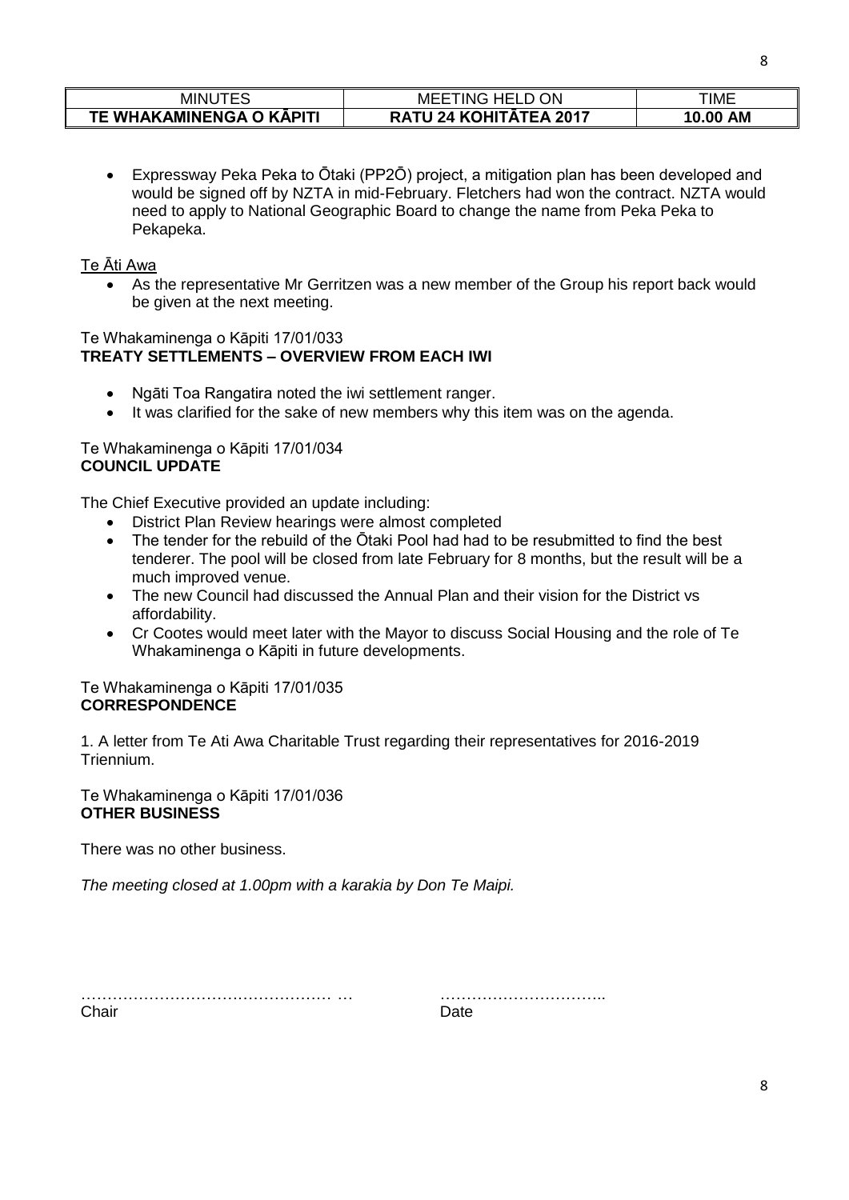- Expressway Peka Peka to Ōtaki (PP2Ō) project, a mitigation plan has been developed and would be signed off by NZTA in mid-February. Fletchers had won the contract. NZTA would need to apply to National Geographic Board to change the name from Peka Peka to Pekapeka.

Te Āti Awa

- As the representative Mr Gerritzen was a new member of the Group his report back would be given at the next meeting.

Te Whakaminenga o Kāpiti 17/01/033
**TREATY SETTLEMENTS – OVERVIEW FROM EACH IWI**

- Ngāti Toa Rangatira noted the iwi settlement ranger.
- It was clarified for the sake of new members why this item was on the agenda.

Te Whakaminenga o Kāpiti 17/01/034
**COUNCIL UPDATE**

The Chief Executive provided an update including:

- District Plan Review hearings were almost completed
- The tender for the rebuild of the Ōtaki Pool had had to be resubmitted to find the best tenderer. The pool will be closed from late February for 8 months, but the result will be a much improved venue.
- The new Council had discussed the Annual Plan and their vision for the District vs affordability.
- Cr Cootes would meet later with the Mayor to discuss Social Housing and the role of Te Whakaminenga o Kāpiti in future developments.

Te Whakaminenga o Kāpiti 17/01/035
**CORRESPONDENCE**

1. A letter from Te Ati Awa Charitable Trust regarding their representatives for 2016-2019 Triennium.

Te Whakaminenga o Kāpiti 17/01/036
**OTHER BUSINESS**

There was no other business.

*The meeting closed at 1.00pm with a karakia by Don Te Maipi.*

………………………………………… …　　　　　　…………………………..
Chair　　　　　　　　　　　　　　　　　　　　Date